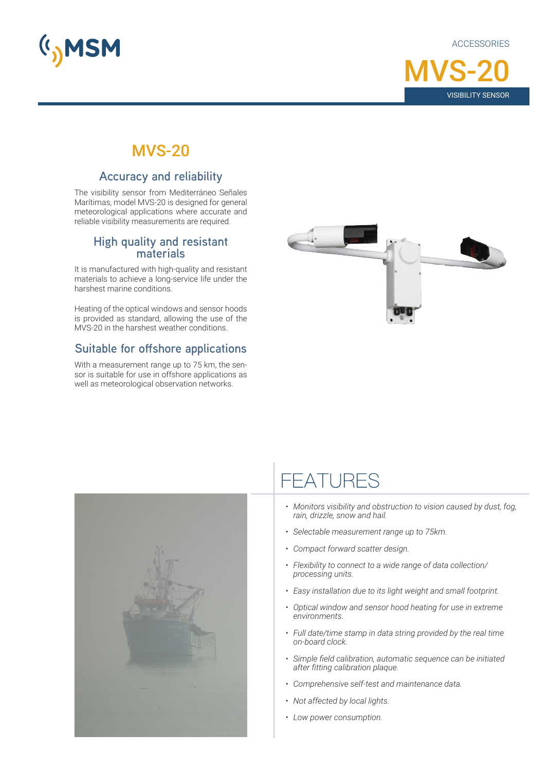ACCESSORIES

# MVS-20

VISIBILITY SENSOR

## MVS-20

### Accuracy and reliability

The visibility sensor from Mediterráneo Señales Marítimas, model MVS-20 is designed for general meteorological applications where accurate and reliable visibility measurements are required.

### High quality and resistant materials

It is manufactured with high-quality and resistant materials to achieve a long-service life under the harshest marine conditions.

Heating of the optical windows and sensor hoods is provided as standard, allowing the use of the MVS-20 in the harshest weather conditions.

### Suitable for offshore applications

With a measurement range up to 75 km, the sensor is suitable for use in offshore applications as well as meteorological observation networks.

## FEATURES

- *Monitors visibility and obstruction to vision caused by dust, fog, rain, drizzle, snow and hail.*
- *Selectable measurement range up to 75km.*
- *Compact forward scatter design.*
- *Flexibility to connect to a wide range of data collection/ processing units.*
- *Easy installation due to its light weight and small footprint.*
- *Optical window and sensor hood heating for use in extreme environments.*
- *Full date/time stamp in data string provided by the real time on-board clock.*
- *Simple field calibration, automatic sequence can be initiated after fitting calibration plaque.*
- *Comprehensive self-test and maintenance data.*
- *Not affected by local lights.*
- *Low power consumption.*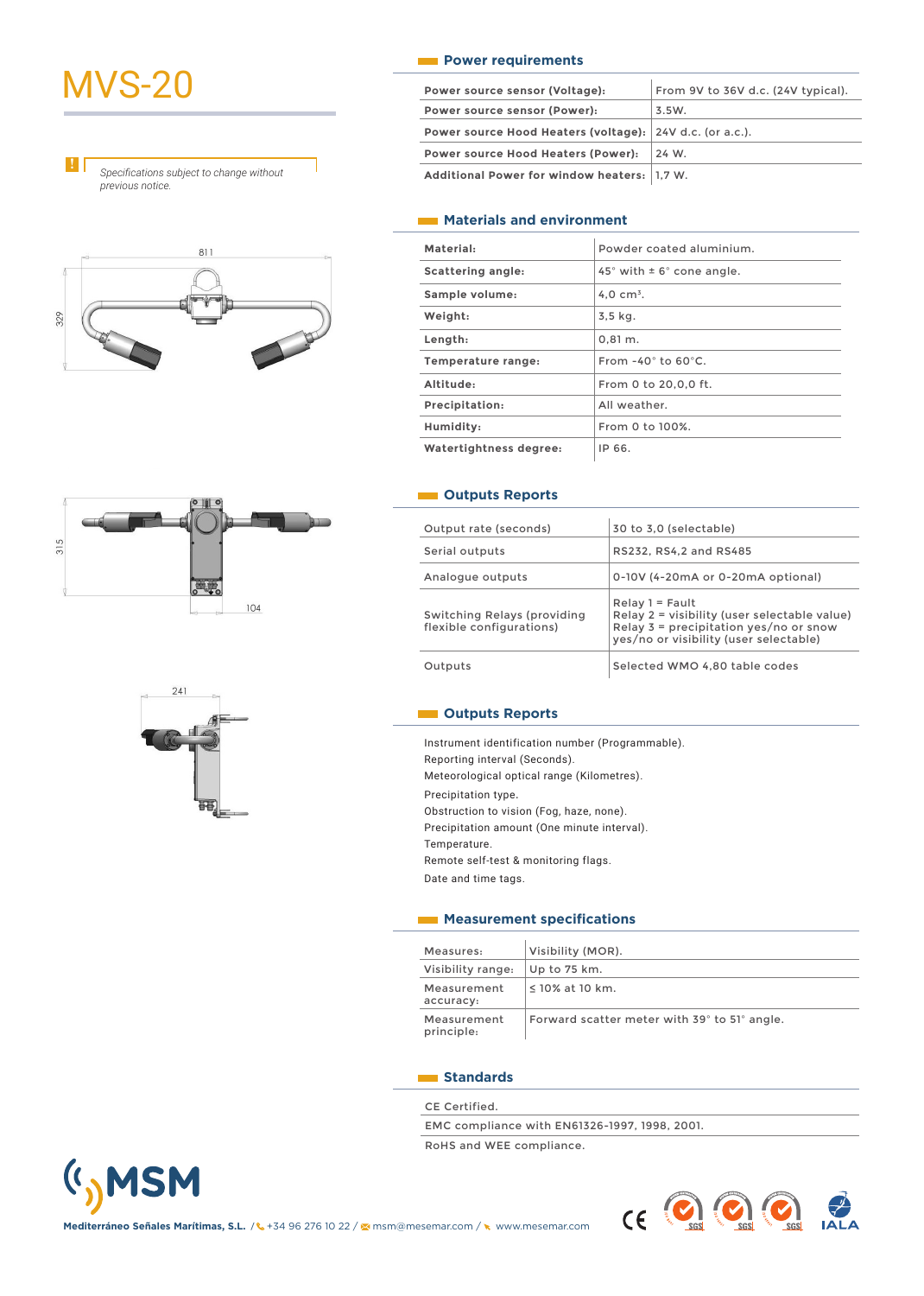# MVS-20

Specifications subject to change without previous notice.

811

329

315

104

241

## Power requirements

| | |
|---|---|
| **Power source sensor (Voltage):** | From 9V to 36V d.c. (24V typical). |
| **Power source sensor (Power):** | 3.5W. |
| **Power source Hood Heaters (voltage):** | 24V d.c. (or a.c.). |
| **Power source Hood Heaters (Power):** | 24 W. |
| **Additional Power for window heaters:** | 1,7 W. |

## Materials and environment

| | |
|---|---|
| **Material:** | Powder coated aluminium. |
| **Scattering angle:** | 45° with ± 6° cone angle. |
| **Sample volume:** | 4,0 cm³. |
| **Weight:** | 3,5 kg. |
| **Length:** | 0,81 m. |
| **Temperature range:** | From -40° to 60°C. |
| **Altitude:** | From 0 to 20,0,0 ft. |
| **Precipitation:** | All weather. |
| **Humidity:** | From 0 to 100%. |
| **Watertightness degree:** | IP 66. |

## Outputs Reports

| | |
|---|---|
| Output rate (seconds) | 30 to 3,0 (selectable) |
| Serial outputs | RS232, RS4,2 and RS485 |
| Analogue outputs | 0-10V (4-20mA or 0-20mA optional) |
| Switching Relays (providing flexible configurations) | Relay 1 = Fault<br>Relay 2 = visibility (user selectable value)<br>Relay 3 = precipitation yes/no or snow yes/no or visibility (user selectable) |
| Outputs | Selected WMO 4,80 table codes |

## Outputs Reports

Instrument identification number (Programmable).
Reporting interval (Seconds).
Meteorological optical range (Kilometres).
Precipitation type.
Obstruction to vision (Fog, haze, none).
Precipitation amount (One minute interval).
Temperature.
Remote self-test & monitoring flags.
Date and time tags.

## Measurement specifications

| | |
|---|---|
| Measures: | Visibility (MOR). |
| Visibility range: | Up to 75 km. |
| Measurement accuracy: | ≤ 10% at 10 km. |
| Measurement principle: | Forward scatter meter with 39° to 51° angle. |

## Standards

CE Certified.
EMC compliance with EN61326-1997, 1998, 2001.
RoHS and WEE compliance.

MSM

**Mediterráneo Señales Marítimas, S.L.** / +34 96 276 10 22 / msm@mesemar.com / www.mesemar.com

CE SGS SGS SGS IALA